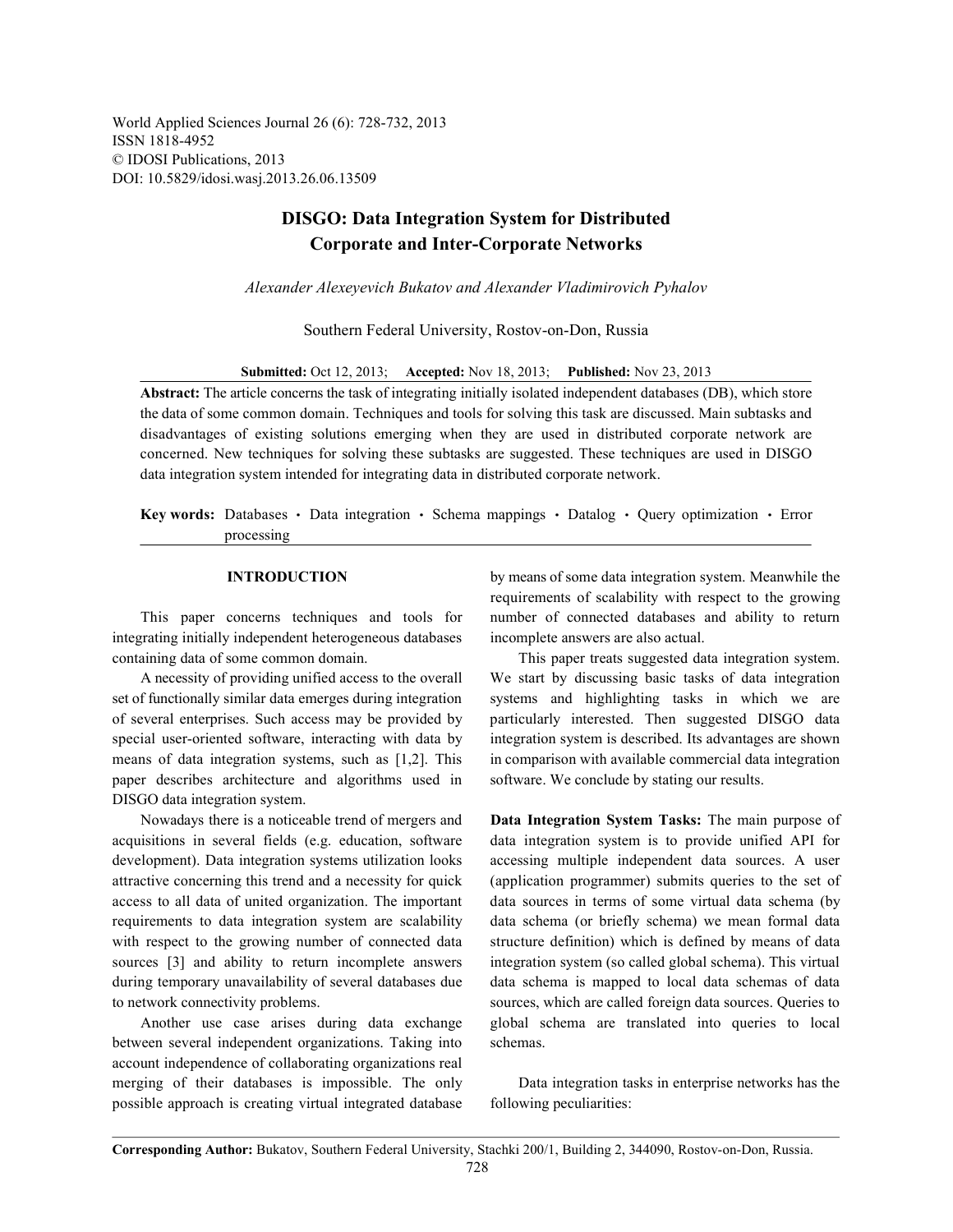World Applied Sciences Journal 26 (6): 728-732, 2013
ISSN 1818-4952
© IDOSI Publications, 2013
DOI: 10.5829/idosi.wasj.2013.26.06.13509

# DISGO: Data Integration System for Distributed Corporate and Inter-Corporate Networks

*Alexander Alexeyevich Bukatov and Alexander Vladimirovich Pyhalov*

Southern Federal University, Rostov-on-Don, Russia

**Submitted:** Oct 12, 2013; **Accepted:** Nov 18, 2013; **Published:** Nov 23, 2013

**Abstract:** The article concerns the task of integrating initially isolated independent databases (DB), which store the data of some common domain. Techniques and tools for solving this task are discussed. Main subtasks and disadvantages of existing solutions emerging when they are used in distributed corporate network are concerned. New techniques for solving these subtasks are suggested. These techniques are used in DISGO data integration system intended for integrating data in distributed corporate network.

**Key words:** Databases • Data integration • Schema mappings • Datalog • Query optimization • Error processing

## INTRODUCTION

This paper concerns techniques and tools for integrating initially independent heterogeneous databases containing data of some common domain.

A necessity of providing unified access to the overall set of functionally similar data emerges during integration of several enterprises. Such access may be provided by special user-oriented software, interacting with data by means of data integration systems, such as [1,2]. This paper describes architecture and algorithms used in DISGO data integration system.

Nowadays there is a noticeable trend of mergers and acquisitions in several fields (e.g. education, software development). Data integration systems utilization looks attractive concerning this trend and a necessity for quick access to all data of united organization. The important requirements to data integration system are scalability with respect to the growing number of connected data sources [3] and ability to return incomplete answers during temporary unavailability of several databases due to network connectivity problems.

Another use case arises during data exchange between several independent organizations. Taking into account independence of collaborating organizations real merging of their databases is impossible. The only possible approach is creating virtual integrated database by means of some data integration system. Meanwhile the requirements of scalability with respect to the growing number of connected databases and ability to return incomplete answers are also actual.

This paper treats suggested data integration system. We start by discussing basic tasks of data integration systems and highlighting tasks in which we are particularly interested. Then suggested DISGO data integration system is described. Its advantages are shown in comparison with available commercial data integration software. We conclude by stating our results.

**Data Integration System Tasks:** The main purpose of data integration system is to provide unified API for accessing multiple independent data sources. A user (application programmer) submits queries to the set of data sources in terms of some virtual data schema (by data schema (or briefly schema) we mean formal data structure definition) which is defined by means of data integration system (so called global schema). This virtual data schema is mapped to local data schemas of data sources, which are called foreign data sources. Queries to global schema are translated into queries to local schemas.

Data integration tasks in enterprise networks has the following peculiarities:

**Corresponding Author:** Bukatov, Southern Federal University, Stachki 200/1, Building 2, 344090, Rostov-on-Don, Russia.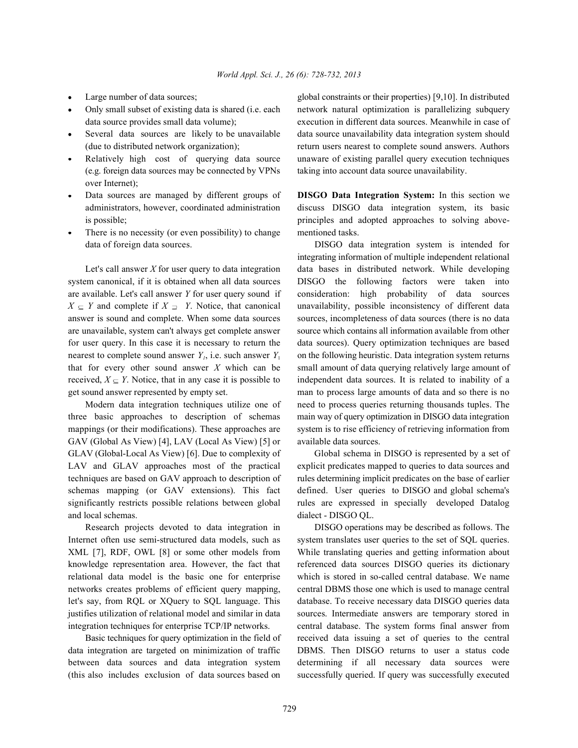- Large number of data sources;
- Only small subset of existing data is shared (i.e. each data source provides small data volume);
- Several data sources are likely to be unavailable (due to distributed network organization);
- Relatively high cost of querying data source (e.g. foreign data sources may be connected by VPNs over Internet);
- Data sources are managed by different groups of administrators, however, coordinated administration is possible;
- There is no necessity (or even possibility) to change data of foreign data sources.

Let's call answer $X$ for user query to data integration system canonical, if it is obtained when all data sources are available. Let's call answer $Y$ for user query sound if $X \subseteq Y$ and complete if $X \supseteq Y$. Notice, that canonical answer is sound and complete. When some data sources are unavailable, system can't always get complete answer for user query. In this case it is necessary to return the nearest to complete sound answer $Y_1$, i.e. such answer $Y_1$ that for every other sound answer $X$ which can be received, $X \subseteq Y$. Notice, that in any case it is possible to get sound answer represented by empty set.

Modern data integration techniques utilize one of three basic approaches to description of schemas mappings (or their modifications). These approaches are GAV (Global As View) [4], LAV (Local As View) [5] or GLAV (Global-Local As View) [6]. Due to complexity of LAV and GLAV approaches most of the practical techniques are based on GAV approach to description of schemas mapping (or GAV extensions). This fact significantly restricts possible relations between global and local schemas.

Research projects devoted to data integration in Internet often use semi-structured data models, such as XML [7], RDF, OWL [8] or some other models from knowledge representation area. However, the fact that relational data model is the basic one for enterprise networks creates problems of efficient query mapping, let's say, from RQL or XQuery to SQL language. This justifies utilization of relational model and similar in data integration techniques for enterprise TCP/IP networks.

Basic techniques for query optimization in the field of data integration are targeted on minimization of traffic between data sources and data integration system (this also includes exclusion of data sources based on global constraints or their properties) [9,10]. In distributed network natural optimization is parallelizing subquery execution in different data sources. Meanwhile in case of data source unavailability data integration system should return users nearest to complete sound answers. Authors unaware of existing parallel query execution techniques taking into account data source unavailability.

**DISGO Data Integration System:** In this section we discuss DISGO data integration system, its basic principles and adopted approaches to solving above-mentioned tasks.

DISGO data integration system is intended for integrating information of multiple independent relational data bases in distributed network. While developing DISGO the following factors were taken into consideration: high probability of data sources unavailability, possible inconsistency of different data sources, incompleteness of data sources (there is no data source which contains all information available from other data sources). Query optimization techniques are based on the following heuristic. Data integration system returns small amount of data querying relatively large amount of independent data sources. It is related to inability of a man to process large amounts of data and so there is no need to process queries returning thousands tuples. The main way of query optimization in DISGO data integration system is to rise efficiency of retrieving information from available data sources.

Global schema in DISGO is represented by a set of explicit predicates mapped to queries to data sources and rules determining implicit predicates on the base of earlier defined. User queries to DISGO and global schema's rules are expressed in specially developed Datalog dialect - DISGO QL.

DISGO operations may be described as follows. The system translates user queries to the set of SQL queries. While translating queries and getting information about referenced data sources DISGO queries its dictionary which is stored in so-called central database. We name central DBMS those one which is used to manage central database. To receive necessary data DISGO queries data sources. Intermediate answers are temporary stored in central database. The system forms final answer from received data issuing a set of queries to the central DBMS. Then DISGO returns to user a status code determining if all necessary data sources were successfully queried. If query was successfully executed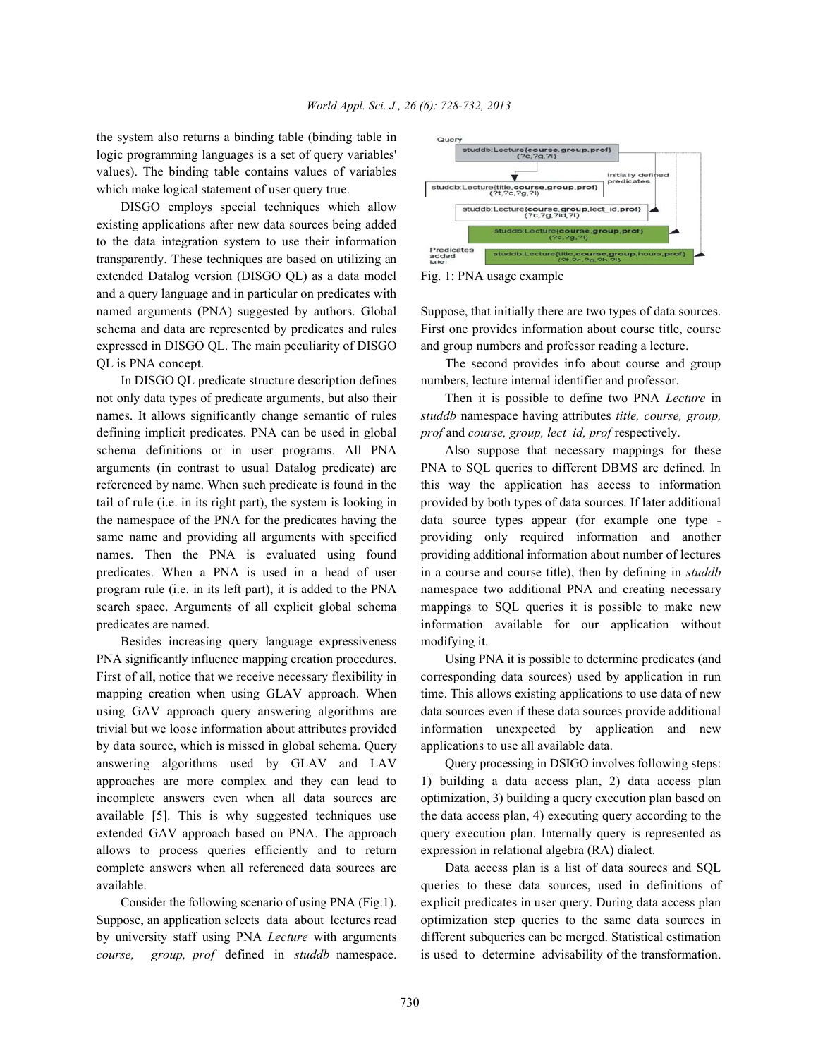the system also returns a binding table (binding table in logic programming languages is a set of query variables' values). The binding table contains values of variables which make logical statement of user query true.

DISGO employs special techniques which allow existing applications after new data sources being added to the data integration system to use their information transparently. These techniques are based on utilizing an extended Datalog version (DISGO QL) as a data model and a query language and in particular on predicates with named arguments (PNA) suggested by authors. Global schema and data are represented by predicates and rules expressed in DISGO QL. The main peculiarity of DISGO QL is PNA concept.

In DISGO QL predicate structure description defines not only data types of predicate arguments, but also their names. It allows significantly change semantic of rules defining implicit predicates. PNA can be used in global schema definitions or in user programs. All PNA arguments (in contrast to usual Datalog predicate) are referenced by name. When such predicate is found in the tail of rule (i.e. in its right part), the system is looking in the namespace of the PNA for the predicates having the same name and providing all arguments with specified names. Then the PNA is evaluated using found predicates. When a PNA is used in a head of user program rule (i.e. in its left part), it is added to the PNA search space. Arguments of all explicit global schema predicates are named.

Besides increasing query language expressiveness PNA significantly influence mapping creation procedures. First of all, notice that we receive necessary flexibility in mapping creation when using GLAV approach. When using GAV approach query answering algorithms are trivial but we loose information about attributes provided by data source, which is missed in global schema. Query answering algorithms used by GLAV and LAV approaches are more complex and they can lead to incomplete answers even when all data sources are available [5]. This is why suggested techniques use extended GAV approach based on PNA. The approach allows to process queries efficiently and to return complete answers when all referenced data sources are available.

Consider the following scenario of using PNA (Fig.1). Suppose, an application selects data about lectures read by university staff using PNA *Lecture* with arguments *course, group, prof* defined in *studdb* namespace.

Fig. 1: PNA usage example

Suppose, that initially there are two types of data sources. First one provides information about course title, course and group numbers and professor reading a lecture.

The second provides info about course and group numbers, lecture internal identifier and professor.

Then it is possible to define two PNA *Lecture* in *studdb* namespace having attributes *title, course, group, prof* and *course, group, lect_id, prof* respectively.

Also suppose that necessary mappings for these PNA to SQL queries to different DBMS are defined. In this way the application has access to information provided by both types of data sources. If later additional data source types appear (for example one type - providing only required information and another providing additional information about number of lectures in a course and course title), then by defining in *studdb* namespace two additional PNA and creating necessary mappings to SQL queries it is possible to make new information available for our application without modifying it.

Using PNA it is possible to determine predicates (and corresponding data sources) used by application in run time. This allows existing applications to use data of new data sources even if these data sources provide additional information unexpected by application and new applications to use all available data.

Query processing in DSIGO involves following steps: 1) building a data access plan, 2) data access plan optimization, 3) building a query execution plan based on the data access plan, 4) executing query according to the query execution plan. Internally query is represented as expression in relational algebra (RA) dialect.

Data access plan is a list of data sources and SQL queries to these data sources, used in definitions of explicit predicates in user query. During data access plan optimization step queries to the same data sources in different subqueries can be merged. Statistical estimation is used to determine advisability of the transformation.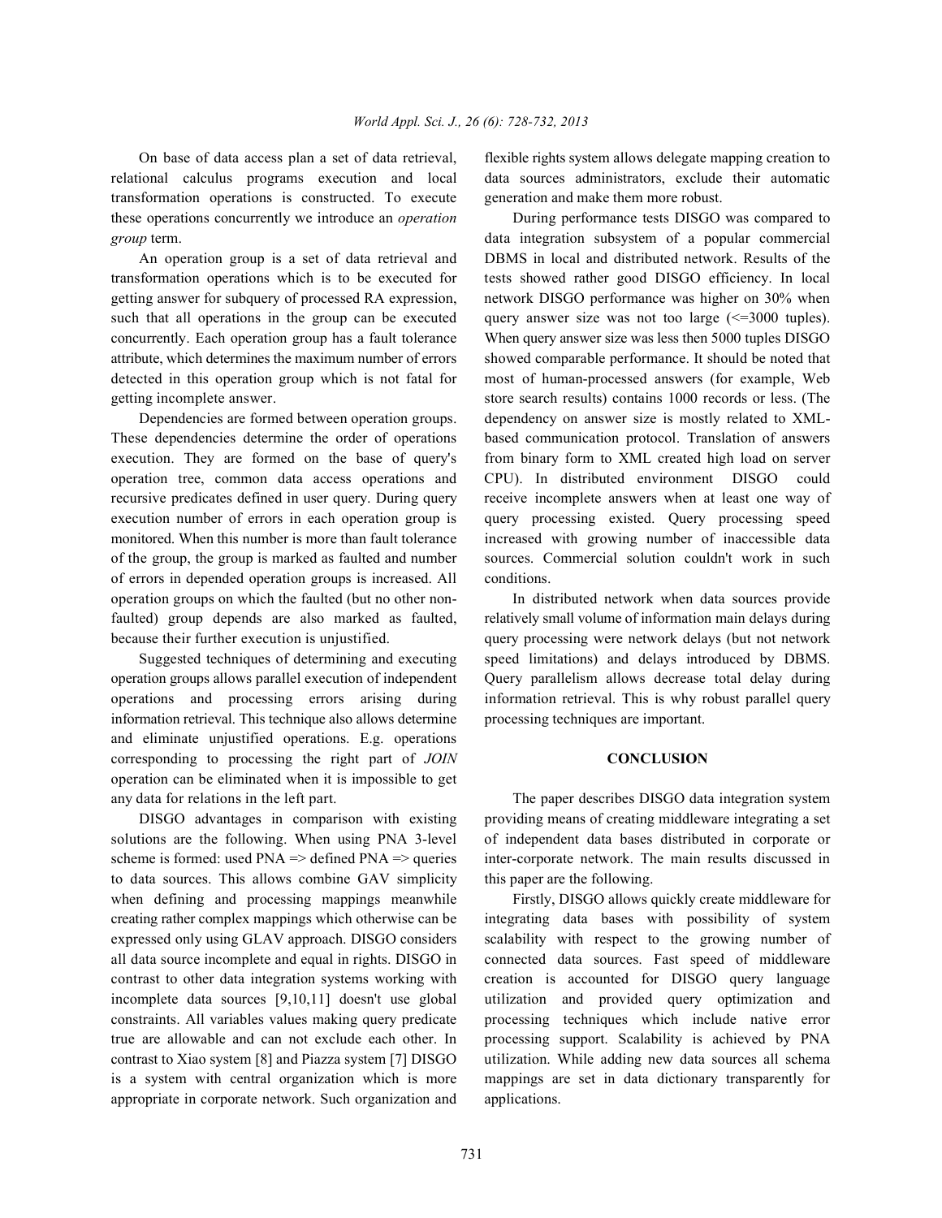On base of data access plan a set of data retrieval, relational calculus programs execution and local transformation operations is constructed. To execute these operations concurrently we introduce an *operation group* term.

An operation group is a set of data retrieval and transformation operations which is to be executed for getting answer for subquery of processed RA expression, such that all operations in the group can be executed concurrently. Each operation group has a fault tolerance attribute, which determines the maximum number of errors detected in this operation group which is not fatal for getting incomplete answer.

Dependencies are formed between operation groups. These dependencies determine the order of operations execution. They are formed on the base of query's operation tree, common data access operations and recursive predicates defined in user query. During query execution number of errors in each operation group is monitored. When this number is more than fault tolerance of the group, the group is marked as faulted and number of errors in depended operation groups is increased. All operation groups on which the faulted (but no other non-faulted) group depends are also marked as faulted, because their further execution is unjustified.

Suggested techniques of determining and executing operation groups allows parallel execution of independent operations and processing errors arising during information retrieval. This technique also allows determine and eliminate unjustified operations. E.g. operations corresponding to processing the right part of *JOIN* operation can be eliminated when it is impossible to get any data for relations in the left part.

DISGO advantages in comparison with existing solutions are the following. When using PNA 3-level scheme is formed: used PNA => defined PNA => queries to data sources. This allows combine GAV simplicity when defining and processing mappings meanwhile creating rather complex mappings which otherwise can be expressed only using GLAV approach. DISGO considers all data source incomplete and equal in rights. DISGO in contrast to other data integration systems working with incomplete data sources [9,10,11] doesn't use global constraints. All variables values making query predicate true are allowable and can not exclude each other. In contrast to Xiao system [8] and Piazza system [7] DISGO is a system with central organization which is more appropriate in corporate network. Such organization and flexible rights system allows delegate mapping creation to data sources administrators, exclude their automatic generation and make them more robust.

During performance tests DISGO was compared to data integration subsystem of a popular commercial DBMS in local and distributed network. Results of the tests showed rather good DISGO efficiency. In local network DISGO performance was higher on 30% when query answer size was not too large (<=3000 tuples). When query answer size was less then 5000 tuples DISGO showed comparable performance. It should be noted that most of human-processed answers (for example, Web store search results) contains 1000 records or less. (The dependency on answer size is mostly related to XML-based communication protocol. Translation of answers from binary form to XML created high load on server CPU). In distributed environment DISGO could receive incomplete answers when at least one way of query processing existed. Query processing speed increased with growing number of inaccessible data sources. Commercial solution couldn't work in such conditions.

In distributed network when data sources provide relatively small volume of information main delays during query processing were network delays (but not network speed limitations) and delays introduced by DBMS. Query parallelism allows decrease total delay during information retrieval. This is why robust parallel query processing techniques are important.

## CONCLUSION

The paper describes DISGO data integration system providing means of creating middleware integrating a set of independent data bases distributed in corporate or inter-corporate network. The main results discussed in this paper are the following.

Firstly, DISGO allows quickly create middleware for integrating data bases with possibility of system scalability with respect to the growing number of connected data sources. Fast speed of middleware creation is accounted for DISGO query language utilization and provided query optimization and processing techniques which include native error processing support. Scalability is achieved by PNA utilization. While adding new data sources all schema mappings are set in data dictionary transparently for applications.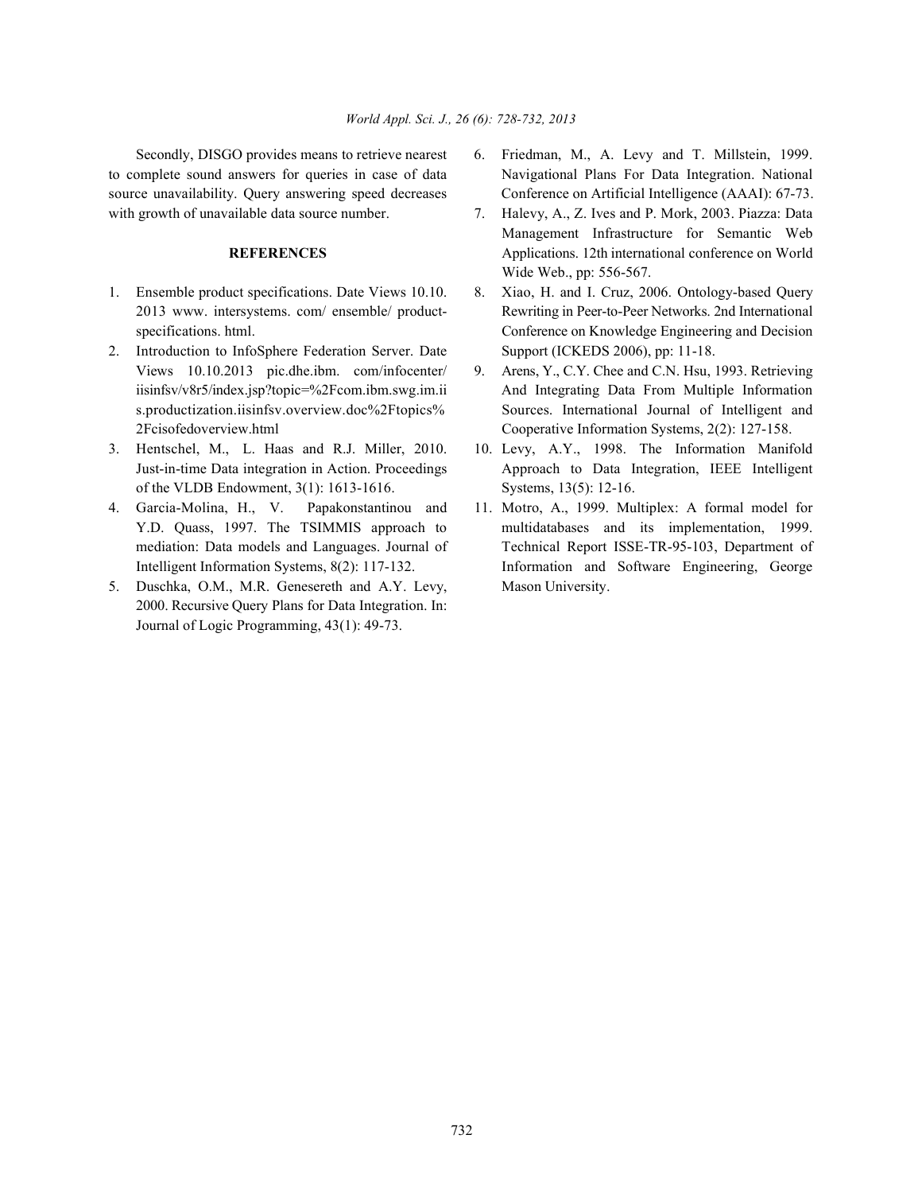Secondly, DISGO provides means to retrieve nearest to complete sound answers for queries in case of data source unavailability. Query answering speed decreases with growth of unavailable data source number.

## REFERENCES

1. Ensemble product specifications. Date Views 10.10. 2013 www. intersystems. com/ ensemble/ product-specifications. html.
2. Introduction to InfoSphere Federation Server. Date Views 10.10.2013 pic.dhe.ibm. com/infocenter/ iisinfsv/v8r5/index.jsp?topic=%2Fcom.ibm.swg.im.iis.productization.iisinfsv.overview.doc%2Ftopics%2Fcisofedoverview.html
3. Hentschel, M., L. Haas and R.J. Miller, 2010. Just-in-time Data integration in Action. Proceedings of the VLDB Endowment, 3(1): 1613-1616.
4. Garcia-Molina, H., V. Papakonstantinou and Y.D. Quass, 1997. The TSIMMIS approach to mediation: Data models and Languages. Journal of Intelligent Information Systems, 8(2): 117-132.
5. Duschka, O.M., M.R. Genesereth and A.Y. Levy, 2000. Recursive Query Plans for Data Integration. In: Journal of Logic Programming, 43(1): 49-73.
6. Friedman, M., A. Levy and T. Millstein, 1999. Navigational Plans For Data Integration. National Conference on Artificial Intelligence (AAAI): 67-73.
7. Halevy, A., Z. Ives and P. Mork, 2003. Piazza: Data Management Infrastructure for Semantic Web Applications. 12th international conference on World Wide Web., pp: 556-567.
8. Xiao, H. and I. Cruz, 2006. Ontology-based Query Rewriting in Peer-to-Peer Networks. 2nd International Conference on Knowledge Engineering and Decision Support (ICKEDS 2006), pp: 11-18.
9. Arens, Y., C.Y. Chee and C.N. Hsu, 1993. Retrieving And Integrating Data From Multiple Information Sources. International Journal of Intelligent and Cooperative Information Systems, 2(2): 127-158.
10. Levy, A.Y., 1998. The Information Manifold Approach to Data Integration, IEEE Intelligent Systems, 13(5): 12-16.
11. Motro, A., 1999. Multiplex: A formal model for multidatabases and its implementation, 1999. Technical Report ISSE-TR-95-103, Department of Information and Software Engineering, George Mason University.